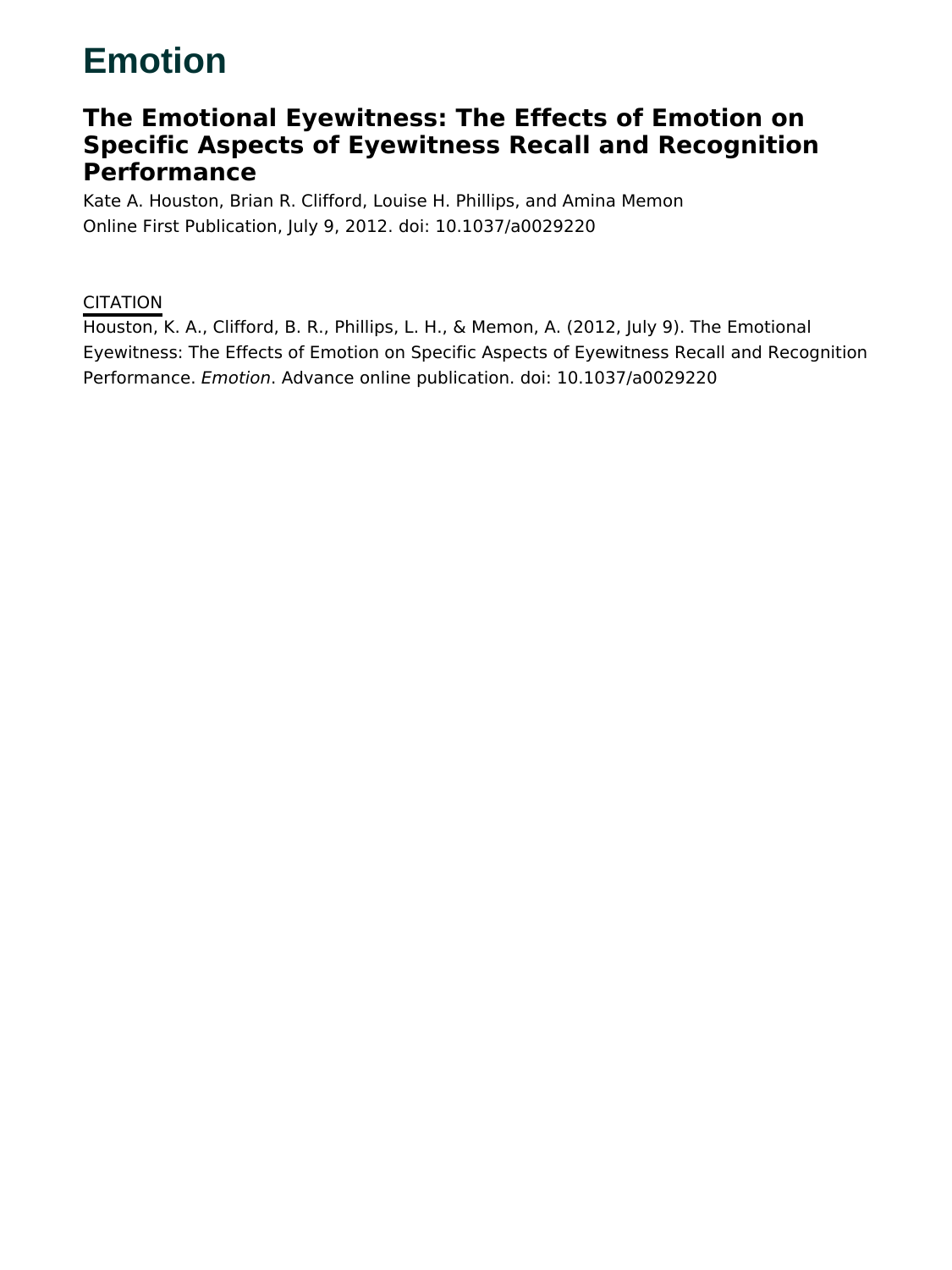# Emotion

## The Emotional Eyewitness: The Effects of Emotion on Specific Aspects of Eyewitness Recall and Recognition Performance

Kate A. Houston, Brian R. Clifford, Louise H. Phillips, and Amina Memon

Online First Publication, July 9, 2012. doi: 10.1037/a0029220

CITATION

Houston, K. A., Clifford, B. R., Phillips, L. H., & Memon, A. (2012, July 9). The Emotional Eyewitness: The Effects of Emotion on Specific Aspects of Eyewitness Recall and Recognition Performance. *Emotion*. Advance online publication. doi: 10.1037/a0029220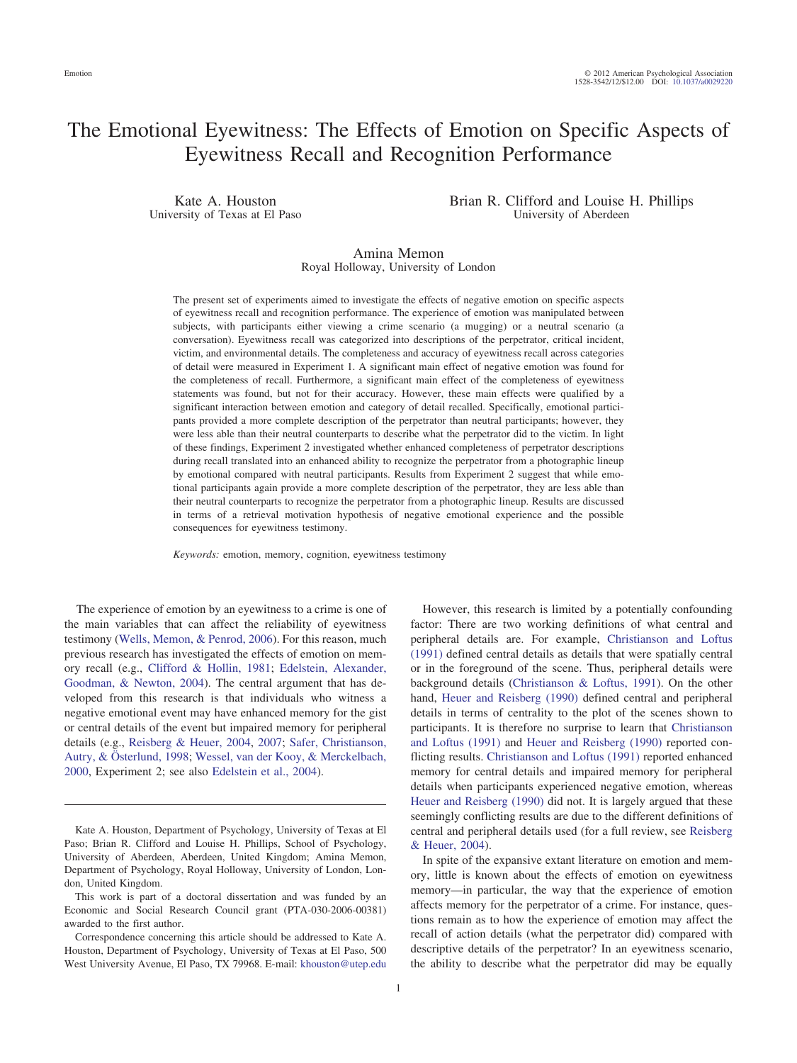# The Emotional Eyewitness: The Effects of Emotion on Specific Aspects of Eyewitness Recall and Recognition Performance

Kate A. Houston
University of Texas at El Paso

Brian R. Clifford and Louise H. Phillips
University of Aberdeen

Amina Memon
Royal Holloway, University of London

The present set of experiments aimed to investigate the effects of negative emotion on specific aspects of eyewitness recall and recognition performance. The experience of emotion was manipulated between subjects, with participants either viewing a crime scenario (a mugging) or a neutral scenario (a conversation). Eyewitness recall was categorized into descriptions of the perpetrator, critical incident, victim, and environmental details. The completeness and accuracy of eyewitness recall across categories of detail were measured in Experiment 1. A significant main effect of negative emotion was found for the completeness of recall. Furthermore, a significant main effect of the completeness of eyewitness statements was found, but not for their accuracy. However, these main effects were qualified by a significant interaction between emotion and category of detail recalled. Specifically, emotional participants provided a more complete description of the perpetrator than neutral participants; however, they were less able than their neutral counterparts to describe what the perpetrator did to the victim. In light of these findings, Experiment 2 investigated whether enhanced completeness of perpetrator descriptions during recall translated into an enhanced ability to recognize the perpetrator from a photographic lineup by emotional compared with neutral participants. Results from Experiment 2 suggest that while emotional participants again provide a more complete description of the perpetrator, they are less able than their neutral counterparts to recognize the perpetrator from a photographic lineup. Results are discussed in terms of a retrieval motivation hypothesis of negative emotional experience and the possible consequences for eyewitness testimony.

*Keywords:* emotion, memory, cognition, eyewitness testimony

The experience of emotion by an eyewitness to a crime is one of the main variables that can affect the reliability of eyewitness testimony (Wells, Memon, & Penrod, 2006). For this reason, much previous research has investigated the effects of emotion on memory recall (e.g., Clifford & Hollin, 1981; Edelstein, Alexander, Goodman, & Newton, 2004). The central argument that has developed from this research is that individuals who witness a negative emotional event may have enhanced memory for the gist or central details of the event but impaired memory for peripheral details (e.g., Reisberg & Heuer, 2004, 2007; Safer, Christianson, Autry, & Österlund, 1998; Wessel, van der Kooy, & Merckelbach, 2000, Experiment 2; see also Edelstein et al., 2004).

However, this research is limited by a potentially confounding factor: There are two working definitions of what central and peripheral details are. For example, Christianson and Loftus (1991) defined central details as details that were spatially central or in the foreground of the scene. Thus, peripheral details were background details (Christianson & Loftus, 1991). On the other hand, Heuer and Reisberg (1990) defined central and peripheral details in terms of centrality to the plot of the scenes shown to participants. It is therefore no surprise to learn that Christianson and Loftus (1991) and Heuer and Reisberg (1990) reported conflicting results. Christianson and Loftus (1991) reported enhanced memory for central details and impaired memory for peripheral details when participants experienced negative emotion, whereas Heuer and Reisberg (1990) did not. It is largely argued that these seemingly conflicting results are due to the different definitions of central and peripheral details used (for a full review, see Reisberg & Heuer, 2004).

In spite of the expansive extant literature on emotion and memory, little is known about the effects of emotion on eyewitness memory—in particular, the way that the experience of emotion affects memory for the perpetrator of a crime. For instance, questions remain as to how the experience of emotion may affect the recall of action details (what the perpetrator did) compared with descriptive details of the perpetrator? In an eyewitness scenario, the ability to describe what the perpetrator did may be equally

---

Kate A. Houston, Department of Psychology, University of Texas at El Paso; Brian R. Clifford and Louise H. Phillips, School of Psychology, University of Aberdeen, Aberdeen, United Kingdom; Amina Memon, Department of Psychology, Royal Holloway, University of London, London, United Kingdom.

This work is part of a doctoral dissertation and was funded by an Economic and Social Research Council grant (PTA-030-2006-00381) awarded to the first author.

Correspondence concerning this article should be addressed to Kate A. Houston, Department of Psychology, University of Texas at El Paso, 500 West University Avenue, El Paso, TX 79968. E-mail: khouston@utep.edu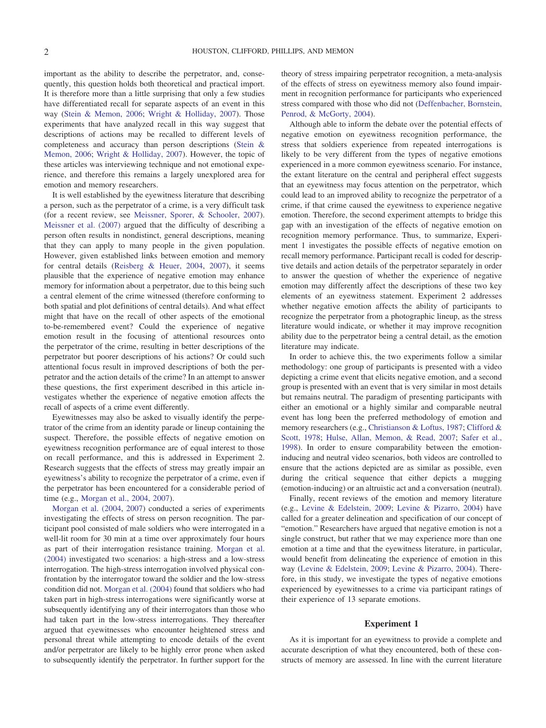important as the ability to describe the perpetrator, and, consequently, this question holds both theoretical and practical import. It is therefore more than a little surprising that only a few studies have differentiated recall for separate aspects of an event in this way (Stein & Memon, 2006; Wright & Holliday, 2007). Those experiments that have analyzed recall in this way suggest that descriptions of actions may be recalled to different levels of completeness and accuracy than person descriptions (Stein & Memon, 2006; Wright & Holliday, 2007). However, the topic of these articles was interviewing technique and not emotional experience, and therefore this remains a largely unexplored area for emotion and memory researchers.

It is well established by the eyewitness literature that describing a person, such as the perpetrator of a crime, is a very difficult task (for a recent review, see Meissner, Sporer, & Schooler, 2007). Meissner et al. (2007) argued that the difficulty of describing a person often results in nondistinct, general descriptions, meaning that they can apply to many people in the given population. However, given established links between emotion and memory for central details (Reisberg & Heuer, 2004, 2007), it seems plausible that the experience of negative emotion may enhance memory for information about a perpetrator, due to this being such a central element of the crime witnessed (therefore conforming to both spatial and plot definitions of central details). And what effect might that have on the recall of other aspects of the emotional to-be-remembered event? Could the experience of negative emotion result in the focusing of attentional resources onto the perpetrator of the crime, resulting in better descriptions of the perpetrator but poorer descriptions of his actions? Or could such attentional focus result in improved descriptions of both the perpetrator and the action details of the crime? In an attempt to answer these questions, the first experiment described in this article investigates whether the experience of negative emotion affects the recall of aspects of a crime event differently.

Eyewitnesses may also be asked to visually identify the perpetrator of the crime from an identity parade or lineup containing the suspect. Therefore, the possible effects of negative emotion on eyewitness recognition performance are of equal interest to those on recall performance, and this is addressed in Experiment 2. Research suggests that the effects of stress may greatly impair an eyewitness's ability to recognize the perpetrator of a crime, even if the perpetrator has been encountered for a considerable period of time (e.g., Morgan et al., 2004, 2007).

Morgan et al. (2004, 2007) conducted a series of experiments investigating the effects of stress on person recognition. The participant pool consisted of male soldiers who were interrogated in a well-lit room for 30 min at a time over approximately four hours as part of their interrogation resistance training. Morgan et al. (2004) investigated two scenarios: a high-stress and a low-stress interrogation. The high-stress interrogation involved physical confrontation by the interrogator toward the soldier and the low-stress condition did not. Morgan et al. (2004) found that soldiers who had taken part in high-stress interrogations were significantly worse at subsequently identifying any of their interrogators than those who had taken part in the low-stress interrogations. They thereafter argued that eyewitnesses who encounter heightened stress and personal threat while attempting to encode details of the event and/or perpetrator are likely to be highly error prone when asked to subsequently identify the perpetrator. In further support for the theory of stress impairing perpetrator recognition, a meta-analysis of the effects of stress on eyewitness memory also found impairment in recognition performance for participants who experienced stress compared with those who did not (Deffenbacher, Bornstein, Penrod, & McGorty, 2004).

Although able to inform the debate over the potential effects of negative emotion on eyewitness recognition performance, the stress that soldiers experience from repeated interrogations is likely to be very different from the types of negative emotions experienced in a more common eyewitness scenario. For instance, the extant literature on the central and peripheral effect suggests that an eyewitness may focus attention on the perpetrator, which could lead to an improved ability to recognize the perpetrator of a crime, if that crime caused the eyewitness to experience negative emotion. Therefore, the second experiment attempts to bridge this gap with an investigation of the effects of negative emotion on recognition memory performance. Thus, to summarize, Experiment 1 investigates the possible effects of negative emotion on recall memory performance. Participant recall is coded for descriptive details and action details of the perpetrator separately in order to answer the question of whether the experience of negative emotion may differently affect the descriptions of these two key elements of an eyewitness statement. Experiment 2 addresses whether negative emotion affects the ability of participants to recognize the perpetrator from a photographic lineup, as the stress literature would indicate, or whether it may improve recognition ability due to the perpetrator being a central detail, as the emotion literature may indicate.

In order to achieve this, the two experiments follow a similar methodology: one group of participants is presented with a video depicting a crime event that elicits negative emotion, and a second group is presented with an event that is very similar in most details but remains neutral. The paradigm of presenting participants with either an emotional or a highly similar and comparable neutral event has long been the preferred methodology of emotion and memory researchers (e.g., Christianson & Loftus, 1987; Clifford & Scott, 1978; Hulse, Allan, Memon, & Read, 2007; Safer et al., 1998). In order to ensure comparability between the emotion-inducing and neutral video scenarios, both videos are controlled to ensure that the actions depicted are as similar as possible, even during the critical sequence that either depicts a mugging (emotion-inducing) or an altruistic act and a conversation (neutral).

Finally, recent reviews of the emotion and memory literature (e.g., Levine & Edelstein, 2009; Levine & Pizarro, 2004) have called for a greater delineation and specification of our concept of "emotion." Researchers have argued that negative emotion is not a single construct, but rather that we may experience more than one emotion at a time and that the eyewitness literature, in particular, would benefit from delineating the experience of emotion in this way (Levine & Edelstein, 2009; Levine & Pizarro, 2004). Therefore, in this study, we investigate the types of negative emotions experienced by eyewitnesses to a crime via participant ratings of their experience of 13 separate emotions.

## Experiment 1

As it is important for an eyewitness to provide a complete and accurate description of what they encountered, both of these constructs of memory are assessed. In line with the current literature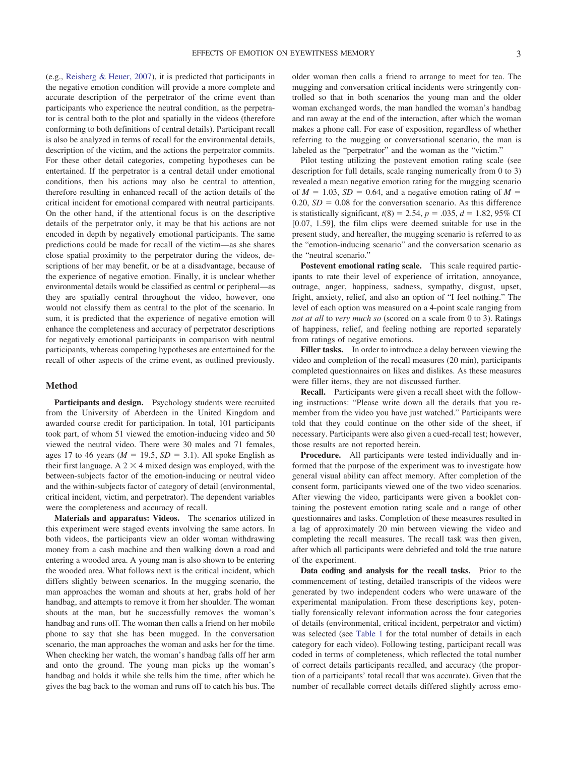(e.g., Reisberg & Heuer, 2007), it is predicted that participants in the negative emotion condition will provide a more complete and accurate description of the perpetrator of the crime event than participants who experience the neutral condition, as the perpetrator is central both to the plot and spatially in the videos (therefore conforming to both definitions of central details). Participant recall is also be analyzed in terms of recall for the environmental details, description of the victim, and the actions the perpetrator commits. For these other detail categories, competing hypotheses can be entertained. If the perpetrator is a central detail under emotional conditions, then his actions may also be central to attention, therefore resulting in enhanced recall of the action details of the critical incident for emotional compared with neutral participants. On the other hand, if the attentional focus is on the descriptive details of the perpetrator only, it may be that his actions are not encoded in depth by negatively emotional participants. The same predictions could be made for recall of the victim—as she shares close spatial proximity to the perpetrator during the videos, descriptions of her may benefit, or be at a disadvantage, because of the experience of negative emotion. Finally, it is unclear whether environmental details would be classified as central or peripheral—as they are spatially central throughout the video, however, one would not classify them as central to the plot of the scenario. In sum, it is predicted that the experience of negative emotion will enhance the completeness and accuracy of perpetrator descriptions for negatively emotional participants in comparison with neutral participants, whereas competing hypotheses are entertained for the recall of other aspects of the crime event, as outlined previously.

## Method

**Participants and design.** Psychology students were recruited from the University of Aberdeen in the United Kingdom and awarded course credit for participation. In total, 101 participants took part, of whom 51 viewed the emotion-inducing video and 50 viewed the neutral video. There were 30 males and 71 females, ages 17 to 46 years ($M$ = 19.5, $SD$ = 3.1). All spoke English as their first language. A 2 × 4 mixed design was employed, with the between-subjects factor of the emotion-inducing or neutral video and the within-subjects factor of category of detail (environmental, critical incident, victim, and perpetrator). The dependent variables were the completeness and accuracy of recall.

**Materials and apparatus: Videos.** The scenarios utilized in this experiment were staged events involving the same actors. In both videos, the participants view an older woman withdrawing money from a cash machine and then walking down a road and entering a wooded area. A young man is also shown to be entering the wooded area. What follows next is the critical incident, which differs slightly between scenarios. In the mugging scenario, the man approaches the woman and shouts at her, grabs hold of her handbag, and attempts to remove it from her shoulder. The woman shouts at the man, but he successfully removes the woman's handbag and runs off. The woman then calls a friend on her mobile phone to say that she has been mugged. In the conversation scenario, the man approaches the woman and asks her for the time. When checking her watch, the woman's handbag falls off her arm and onto the ground. The young man picks up the woman's handbag and holds it while she tells him the time, after which he gives the bag back to the woman and runs off to catch his bus. The older woman then calls a friend to arrange to meet for tea. The mugging and conversation critical incidents were stringently controlled so that in both scenarios the young man and the older woman exchanged words, the man handled the woman's handbag and ran away at the end of the interaction, after which the woman makes a phone call. For ease of exposition, regardless of whether referring to the mugging or conversational scenario, the man is labeled as the "perpetrator" and the woman as the "victim."

Pilot testing utilizing the postevent emotion rating scale (see description for full details, scale ranging numerically from 0 to 3) revealed a mean negative emotion rating for the mugging scenario of $M$ = 1.03, $SD$ = 0.64, and a negative emotion rating of $M$ = 0.20, $SD$ = 0.08 for the conversation scenario. As this difference is statistically significant, $t(8) = 2.54$, $p = .035$, $d = 1.82$, 95% CI [0.07, 1.59], the film clips were deemed suitable for use in the present study, and hereafter, the mugging scenario is referred to as the "emotion-inducing scenario" and the conversation scenario as the "neutral scenario."

**Postevent emotional rating scale.** This scale required participants to rate their level of experience of irritation, annoyance, outrage, anger, happiness, sadness, sympathy, disgust, upset, fright, anxiety, relief, and also an option of "I feel nothing." The level of each option was measured on a 4-point scale ranging from *not at all* to *very much so* (scored on a scale from 0 to 3). Ratings of happiness, relief, and feeling nothing are reported separately from ratings of negative emotions.

**Filler tasks.** In order to introduce a delay between viewing the video and completion of the recall measures (20 min), participants completed questionnaires on likes and dislikes. As these measures were filler items, they are not discussed further.

**Recall.** Participants were given a recall sheet with the following instructions: "Please write down all the details that you remember from the video you have just watched." Participants were told that they could continue on the other side of the sheet, if necessary. Participants were also given a cued-recall test; however, those results are not reported herein.

**Procedure.** All participants were tested individually and informed that the purpose of the experiment was to investigate how general visual ability can affect memory. After completion of the consent form, participants viewed one of the two video scenarios. After viewing the video, participants were given a booklet containing the postevent emotion rating scale and a range of other questionnaires and tasks. Completion of these measures resulted in a lag of approximately 20 min between viewing the video and completing the recall measures. The recall task was then given, after which all participants were debriefed and told the true nature of the experiment.

**Data coding and analysis for the recall tasks.** Prior to the commencement of testing, detailed transcripts of the videos were generated by two independent coders who were unaware of the experimental manipulation. From these descriptions key, potentially forensically relevant information across the four categories of details (environmental, critical incident, perpetrator and victim) was selected (see Table 1 for the total number of details in each category for each video). Following testing, participant recall was coded in terms of completeness, which reflected the total number of correct details participants recalled, and accuracy (the proportion of a participants' total recall that was accurate). Given that the number of recallable correct details differed slightly across emo-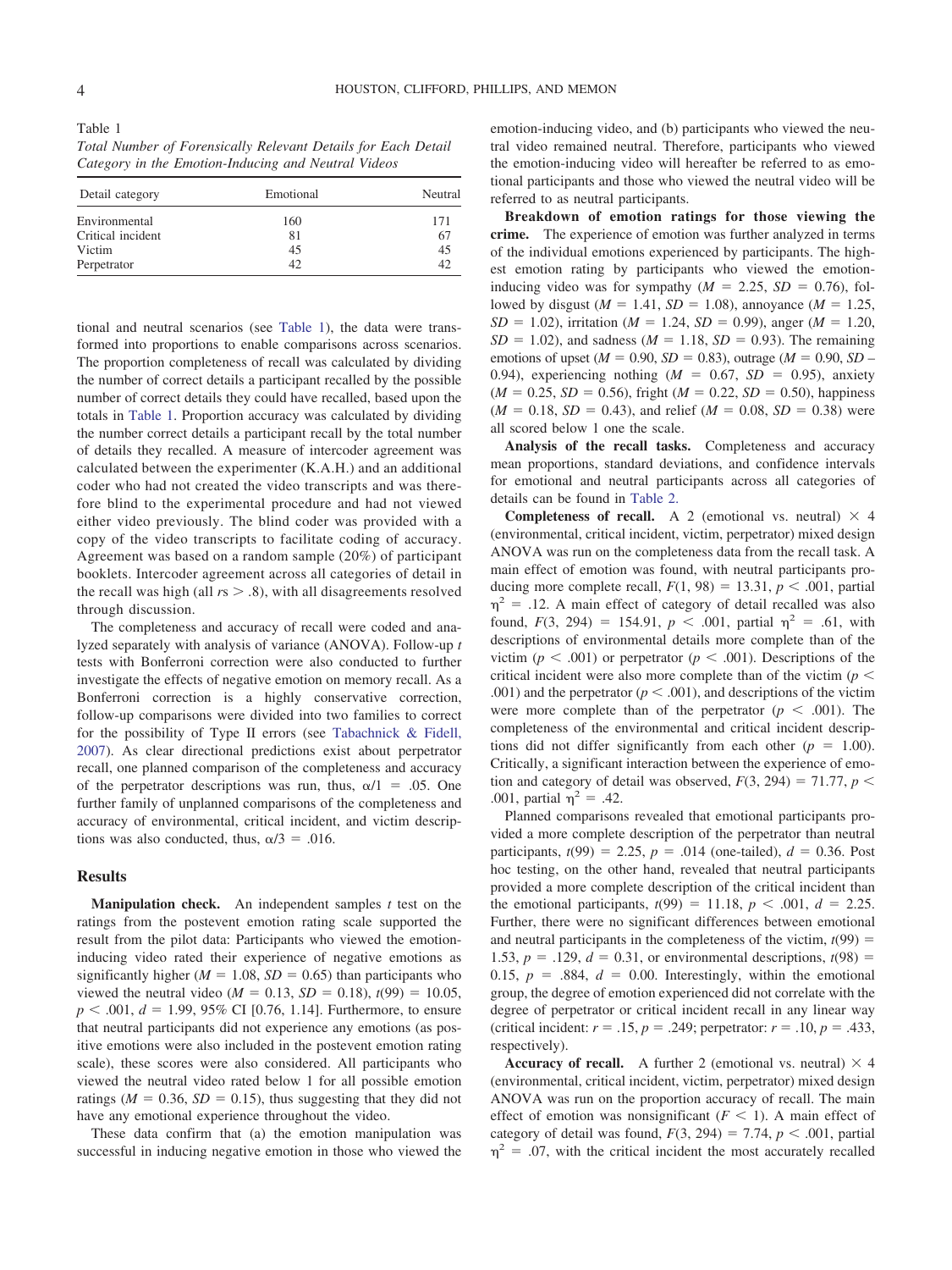Table 1
*Total Number of Forensically Relevant Details for Each Detail Category in the Emotion-Inducing and Neutral Videos*

| Detail category | Emotional | Neutral |
|---|---|---|
| Environmental | 160 | 171 |
| Critical incident | 81 | 67 |
| Victim | 45 | 45 |
| Perpetrator | 42 | 42 |

tional and neutral scenarios (see Table 1), the data were transformed into proportions to enable comparisons across scenarios. The proportion completeness of recall was calculated by dividing the number of correct details a participant recalled by the possible number of correct details they could have recalled, based upon the totals in Table 1. Proportion accuracy was calculated by dividing the number correct details a participant recall by the total number of details they recalled. A measure of intercoder agreement was calculated between the experimenter (K.A.H.) and an additional coder who had not created the video transcripts and was therefore blind to the experimental procedure and had not viewed either video previously. The blind coder was provided with a copy of the video transcripts to facilitate coding of accuracy. Agreement was based on a random sample (20%) of participant booklets. Intercoder agreement across all categories of detail in the recall was high (all $rs > .8$), with all disagreements resolved through discussion.

The completeness and accuracy of recall were coded and analyzed separately with analysis of variance (ANOVA). Follow-up *t* tests with Bonferroni correction were also conducted to further investigate the effects of negative emotion on memory recall. As a Bonferroni correction is a highly conservative correction, follow-up comparisons were divided into two families to correct for the possibility of Type II errors (see Tabachnick & Fidell, 2007). As clear directional predictions exist about perpetrator recall, one planned comparison of the completeness and accuracy of the perpetrator descriptions was run, thus, $\alpha/1 = .05$. One further family of unplanned comparisons of the completeness and accuracy of environmental, critical incident, and victim descriptions was also conducted, thus, $\alpha/3 = .016$.

## Results

**Manipulation check.** An independent samples *t* test on the ratings from the postevent emotion rating scale supported the result from the pilot data: Participants who viewed the emotion-inducing video rated their experience of negative emotions as significantly higher ($M = 1.08$, $SD = 0.65$) than participants who viewed the neutral video ($M = 0.13$, $SD = 0.18$), $t(99) = 10.05$, $p < .001$, $d = 1.99$, 95% CI [0.76, 1.14]. Furthermore, to ensure that neutral participants did not experience any emotions (as positive emotions were also included in the postevent emotion rating scale), these scores were also considered. All participants who viewed the neutral video rated below 1 for all possible emotion ratings ($M = 0.36$, $SD = 0.15$), thus suggesting that they did not have any emotional experience throughout the video.

These data confirm that (a) the emotion manipulation was successful in inducing negative emotion in those who viewed the emotion-inducing video, and (b) participants who viewed the neutral video remained neutral. Therefore, participants who viewed the emotion-inducing video will hereafter be referred to as emotional participants and those who viewed the neutral video will be referred to as neutral participants.

**Breakdown of emotion ratings for those viewing the crime.** The experience of emotion was further analyzed in terms of the individual emotions experienced by participants. The highest emotion rating by participants who viewed the emotion-inducing video was for sympathy ($M = 2.25$, $SD = 0.76$), followed by disgust ($M = 1.41$, $SD = 1.08$), annoyance ($M = 1.25$, $SD = 1.02$), irritation ($M = 1.24$, $SD = 0.99$), anger ($M = 1.20$, $SD = 1.02$), and sadness ($M = 1.18$, $SD = 0.93$). The remaining emotions of upset ($M = 0.90$, $SD = 0.83$), outrage ($M = 0.90$, $SD$ – 0.94), experiencing nothing ($M = 0.67$, $SD = 0.95$), anxiety ($M = 0.25$, $SD = 0.56$), fright ($M = 0.22$, $SD = 0.50$), happiness ($M = 0.18$, $SD = 0.43$), and relief ($M = 0.08$, $SD = 0.38$) were all scored below 1 one the scale.

**Analysis of the recall tasks.** Completeness and accuracy mean proportions, standard deviations, and confidence intervals for emotional and neutral participants across all categories of details can be found in Table 2.

**Completeness of recall.** A 2 (emotional vs. neutral) × 4 (environmental, critical incident, victim, perpetrator) mixed design ANOVA was run on the completeness data from the recall task. A main effect of emotion was found, with neutral participants producing more complete recall, $F(1, 98) = 13.31$, $p < .001$, partial $\eta^2 = .12$. A main effect of category of detail recalled was also found, $F(3, 294) = 154.91$, $p < .001$, partial $\eta^2 = .61$, with descriptions of environmental details more complete than of the victim ($p < .001$) or perpetrator ($p < .001$). Descriptions of the critical incident were also more complete than of the victim ($p < .001$) and the perpetrator ($p < .001$), and descriptions of the victim were more complete than of the perpetrator ($p < .001$). The completeness of the environmental and critical incident descriptions did not differ significantly from each other ($p = 1.00$). Critically, a significant interaction between the experience of emotion and category of detail was observed, $F(3, 294) = 71.77$, $p < .001$, partial $\eta^2 = .42$.

Planned comparisons revealed that emotional participants provided a more complete description of the perpetrator than neutral participants, $t(99) = 2.25$, $p = .014$ (one-tailed), $d = 0.36$. Post hoc testing, on the other hand, revealed that neutral participants provided a more complete description of the critical incident than the emotional participants, $t(99) = 11.18$, $p < .001$, $d = 2.25$. Further, there were no significant differences between emotional and neutral participants in the completeness of the victim, $t(99) = 1.53$, $p = .129$, $d = 0.31$, or environmental descriptions, $t(98) = 0.15$, $p = .884$, $d = 0.00$. Interestingly, within the emotional group, the degree of emotion experienced did not correlate with the degree of perpetrator or critical incident recall in any linear way (critical incident: $r = .15$, $p = .249$; perpetrator: $r = .10$, $p = .433$, respectively).

**Accuracy of recall.** A further 2 (emotional vs. neutral) × 4 (environmental, critical incident, victim, perpetrator) mixed design ANOVA was run on the proportion accuracy of recall. The main effect of emotion was nonsignificant ($F < 1$). A main effect of category of detail was found, $F(3, 294) = 7.74$, $p < .001$, partial $\eta^2 = .07$, with the critical incident the most accurately recalled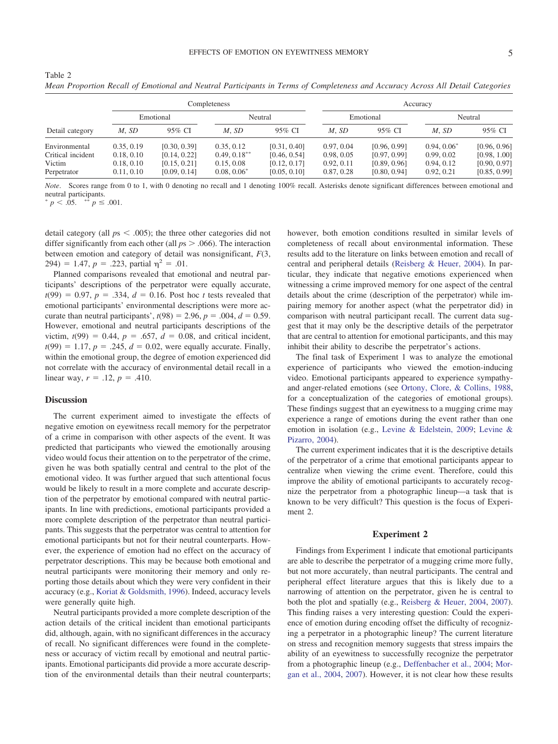Table 2
*Mean Proportion Recall of Emotional and Neutral Participants in Terms of Completeness and Accuracy Across All Detail Categories*

| Detail category | Completeness | | | | Accuracy | | | |
|---|---|---|---|---|---|---|---|---|
| | Emotional | | Neutral | | Emotional | | Neutral | |
| | *M, SD* | 95% CI | *M, SD* | 95% CI | *M, SD* | 95% CI | *M, SD* | 95% CI |
| Environmental | 0.35, 0.19 | [0.30, 0.39] | 0.35, 0.12 | [0.31, 0.40] | 0.97, 0.04 | [0.96, 0.99] | 0.94, 0.06* | [0.96, 0.96] |
| Critical incident | 0.18, 0.10 | [0.14, 0.22] | 0.49, 0.18** | [0.46, 0.54] | 0.98, 0.05 | [0.97, 0.99] | 0.99, 0.02 | [0.98, 1.00] |
| Victim | 0.18, 0.10 | [0.15, 0.21] | 0.15, 0.08 | [0.12, 0.17] | 0.92, 0.11 | [0.89, 0.96] | 0.94, 0.12 | [0.90, 0.97] |
| Perpetrator | 0.11, 0.10 | [0.09, 0.14] | 0.08, 0.06* | [0.05, 0.10] | 0.87, 0.28 | [0.80, 0.94] | 0.92, 0.21 | [0.85, 0.99] |

*Note*. Scores range from 0 to 1, with 0 denoting no recall and 1 denoting 100% recall. Asterisks denote significant differences between emotional and neutral participants.
* $p < .05$. ** $p \leq .001$.

detail category (all $ps < .005$); the three other categories did not differ significantly from each other (all $ps > .066$). The interaction between emotion and category of detail was nonsignificant, $F(3, 294) = 1.47$, $p = .223$, partial $\eta^2 = .01$.

Planned comparisons revealed that emotional and neutral participants' descriptions of the perpetrator were equally accurate, $t(99) = 0.97$, $p = .334$, $d = 0.16$. Post hoc $t$ tests revealed that emotional participants' environmental descriptions were more accurate than neutral participants', $t(98) = 2.96$, $p = .004$, $d = 0.59$. However, emotional and neutral participants descriptions of the victim, $t(99) = 0.44$, $p = .657$, $d = 0.08$, and critical incident, $t(99) = 1.17$, $p = .245$, $d = 0.02$, were equally accurate. Finally, within the emotional group, the degree of emotion experienced did not correlate with the accuracy of environmental detail recall in a linear way, $r = .12$, $p = .410$.

### Discussion

The current experiment aimed to investigate the effects of negative emotion on eyewitness recall memory for the perpetrator of a crime in comparison with other aspects of the event. It was predicted that participants who viewed the emotionally arousing video would focus their attention on to the perpetrator of the crime, given he was both spatially central and central to the plot of the emotional video. It was further argued that such attentional focus would be likely to result in a more complete and accurate description of the perpetrator by emotional compared with neutral participants. In line with predictions, emotional participants provided a more complete description of the perpetrator than neutral participants. This suggests that the perpetrator was central to attention for emotional participants but not for their neutral counterparts. However, the experience of emotion had no effect on the accuracy of perpetrator descriptions. This may be because both emotional and neutral participants were monitoring their memory and only reporting those details about which they were very confident in their accuracy (e.g., Koriat & Goldsmith, 1996). Indeed, accuracy levels were generally quite high.

Neutral participants provided a more complete description of the action details of the critical incident than emotional participants did, although, again, with no significant differences in the accuracy of recall. No significant differences were found in the completeness or accuracy of victim recall by emotional and neutral participants. Emotional participants did provide a more accurate description of the environmental details than their neutral counterparts; however, both emotion conditions resulted in similar levels of completeness of recall about environmental information. These results add to the literature on links between emotion and recall of central and peripheral details (Reisberg & Heuer, 2004). In particular, they indicate that negative emotions experienced when witnessing a crime improved memory for one aspect of the central details about the crime (description of the perpetrator) while impairing memory for another aspect (what the perpetrator did) in comparison with neutral participant recall. The current data suggest that it may only be the descriptive details of the perpetrator that are central to attention for emotional participants, and this may inhibit their ability to describe the perpetrator's actions.

The final task of Experiment 1 was to analyze the emotional experience of participants who viewed the emotion-inducing video. Emotional participants appeared to experience sympathy- and anger-related emotions (see Ortony, Clore, & Collins, 1988, for a conceptualization of the categories of emotional groups). These findings suggest that an eyewitness to a mugging crime may experience a range of emotions during the event rather than one emotion in isolation (e.g., Levine & Edelstein, 2009; Levine & Pizarro, 2004).

The current experiment indicates that it is the descriptive details of the perpetrator of a crime that emotional participants appear to centralize when viewing the crime event. Therefore, could this improve the ability of emotional participants to accurately recognize the perpetrator from a photographic lineup—a task that is known to be very difficult? This question is the focus of Experiment 2.

## Experiment 2

Findings from Experiment 1 indicate that emotional participants are able to describe the perpetrator of a mugging crime more fully, but not more accurately, than neutral participants. The central and peripheral effect literature argues that this is likely due to a narrowing of attention on the perpetrator, given he is central to both the plot and spatially (e.g., Reisberg & Heuer, 2004, 2007). This finding raises a very interesting question: Could the experience of emotion during encoding offset the difficulty of recognizing a perpetrator in a photographic lineup? The current literature on stress and recognition memory suggests that stress impairs the ability of an eyewitness to successfully recognize the perpetrator from a photographic lineup (e.g., Deffenbacher et al., 2004; Morgan et al., 2004, 2007). However, it is not clear how these results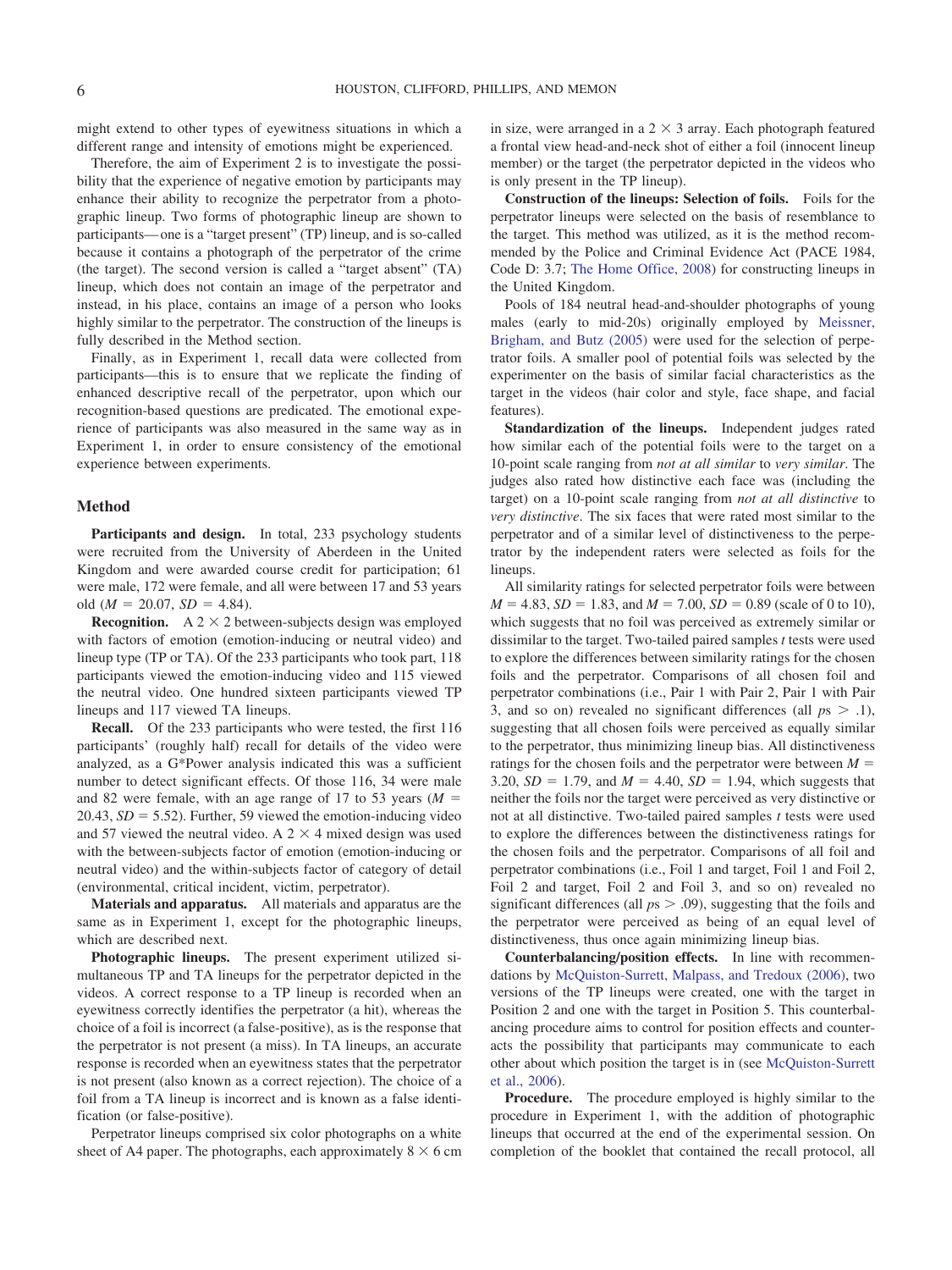might extend to other types of eyewitness situations in which a different range and intensity of emotions might be experienced.

Therefore, the aim of Experiment 2 is to investigate the possibility that the experience of negative emotion by participants may enhance their ability to recognize the perpetrator from a photographic lineup. Two forms of photographic lineup are shown to participants—one is a "target present" (TP) lineup, and is so-called because it contains a photograph of the perpetrator of the crime (the target). The second version is called a "target absent" (TA) lineup, which does not contain an image of the perpetrator and instead, in his place, contains an image of a person who looks highly similar to the perpetrator. The construction of the lineups is fully described in the Method section.

Finally, as in Experiment 1, recall data were collected from participants—this is to ensure that we replicate the finding of enhanced descriptive recall of the perpetrator, upon which our recognition-based questions are predicated. The emotional experience of participants was also measured in the same way as in Experiment 1, in order to ensure consistency of the emotional experience between experiments.

## Method

**Participants and design.** In total, 233 psychology students were recruited from the University of Aberdeen in the United Kingdom and were awarded course credit for participation; 61 were male, 172 were female, and all were between 17 and 53 years old ($M = 20.07$, $SD = 4.84$).

**Recognition.** A 2 × 2 between-subjects design was employed with factors of emotion (emotion-inducing or neutral video) and lineup type (TP or TA). Of the 233 participants who took part, 118 participants viewed the emotion-inducing video and 115 viewed the neutral video. One hundred sixteen participants viewed TP lineups and 117 viewed TA lineups.

**Recall.** Of the 233 participants who were tested, the first 116 participants' (roughly half) recall for details of the video were analyzed, as a G*Power analysis indicated this was a sufficient number to detect significant effects. Of those 116, 34 were male and 82 were female, with an age range of 17 to 53 years ($M = 20.43$, $SD = 5.52$). Further, 59 viewed the emotion-inducing video and 57 viewed the neutral video. A 2 × 4 mixed design was used with the between-subjects factor of emotion (emotion-inducing or neutral video) and the within-subjects factor of category of detail (environmental, critical incident, victim, perpetrator).

**Materials and apparatus.** All materials and apparatus are the same as in Experiment 1, except for the photographic lineups, which are described next.

**Photographic lineups.** The present experiment utilized simultaneous TP and TA lineups for the perpetrator depicted in the videos. A correct response to a TP lineup is recorded when an eyewitness correctly identifies the perpetrator (a hit), whereas the choice of a foil is incorrect (a false-positive), as is the response that the perpetrator is not present (a miss). In TA lineups, an accurate response is recorded when an eyewitness states that the perpetrator is not present (also known as a correct rejection). The choice of a foil from a TA lineup is incorrect and is known as a false identification (or false-positive).

Perpetrator lineups comprised six color photographs on a white sheet of A4 paper. The photographs, each approximately 8 × 6 cm in size, were arranged in a 2 × 3 array. Each photograph featured a frontal view head-and-neck shot of either a foil (innocent lineup member) or the target (the perpetrator depicted in the videos who is only present in the TP lineup).

**Construction of the lineups: Selection of foils.** Foils for the perpetrator lineups were selected on the basis of resemblance to the target. This method was utilized, as it is the method recommended by the Police and Criminal Evidence Act (PACE 1984, Code D: 3.7; The Home Office, 2008) for constructing lineups in the United Kingdom.

Pools of 184 neutral head-and-shoulder photographs of young males (early to mid-20s) originally employed by Meissner, Brigham, and Butz (2005) were used for the selection of perpetrator foils. A smaller pool of potential foils was selected by the experimenter on the basis of similar facial characteristics as the target in the videos (hair color and style, face shape, and facial features).

**Standardization of the lineups.** Independent judges rated how similar each of the potential foils were to the target on a 10-point scale ranging from *not at all similar* to *very similar*. The judges also rated how distinctive each face was (including the target) on a 10-point scale ranging from *not at all distinctive* to *very distinctive*. The six faces that were rated most similar to the perpetrator and of a similar level of distinctiveness to the perpetrator by the independent raters were selected as foils for the lineups.

All similarity ratings for selected perpetrator foils were between $M = 4.83$, $SD = 1.83$, and $M = 7.00$, $SD = 0.89$ (scale of 0 to 10), which suggests that no foil was perceived as extremely similar or dissimilar to the target. Two-tailed paired samples *t* tests were used to explore the differences between similarity ratings for the chosen foils and the perpetrator. Comparisons of all chosen foil and perpetrator combinations (i.e., Pair 1 with Pair 2, Pair 1 with Pair 3, and so on) revealed no significant differences (all $ps > .1$), suggesting that all chosen foils were perceived as equally similar to the perpetrator, thus minimizing lineup bias. All distinctiveness ratings for the chosen foils and the perpetrator were between $M = 3.20$, $SD = 1.79$, and $M = 4.40$, $SD = 1.94$, which suggests that neither the foils nor the target were perceived as very distinctive or not at all distinctive. Two-tailed paired samples *t* tests were used to explore the differences between the distinctiveness ratings for the chosen foils and the perpetrator. Comparisons of all foil and perpetrator combinations (i.e., Foil 1 and target, Foil 1 and Foil 2, Foil 2 and target, Foil 2 and Foil 3, and so on) revealed no significant differences (all $ps > .09$), suggesting that the foils and the perpetrator were perceived as being of an equal level of distinctiveness, thus once again minimizing lineup bias.

**Counterbalancing/position effects.** In line with recommendations by McQuiston-Surrett, Malpass, and Tredoux (2006), two versions of the TP lineups were created, one with the target in Position 2 and one with the target in Position 5. This counterbalancing procedure aims to control for position effects and counteracts the possibility that participants may communicate to each other about which position the target is in (see McQuiston-Surrett et al., 2006).

**Procedure.** The procedure employed is highly similar to the procedure in Experiment 1, with the addition of photographic lineups that occurred at the end of the experimental session. On completion of the booklet that contained the recall protocol, all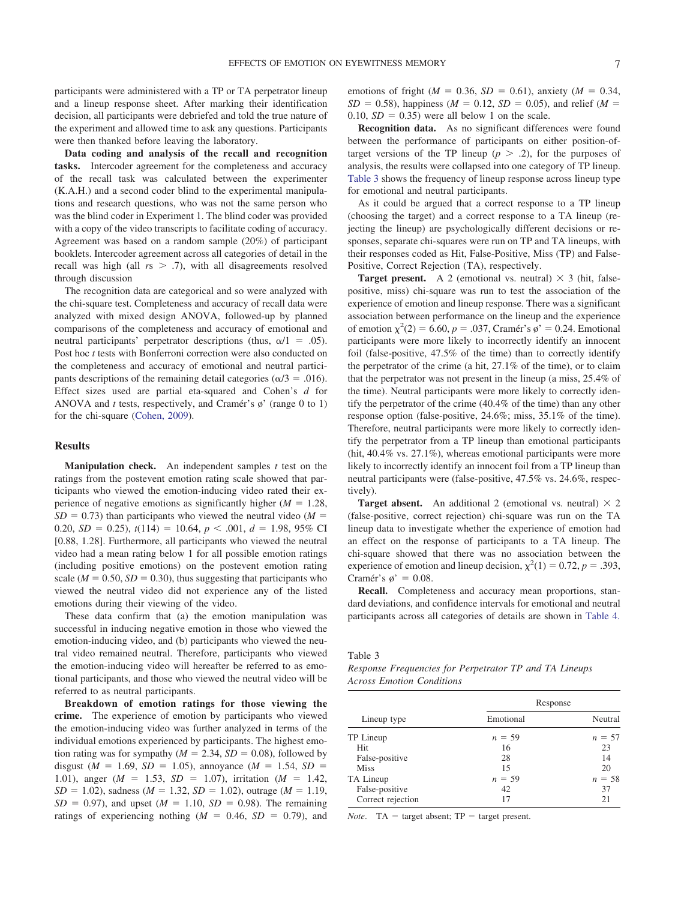participants were administered with a TP or TA perpetrator lineup and a lineup response sheet. After marking their identification decision, all participants were debriefed and told the true nature of the experiment and allowed time to ask any questions. Participants were then thanked before leaving the laboratory.

**Data coding and analysis of the recall and recognition tasks.** Intercoder agreement for the completeness and accuracy of the recall task was calculated between the experimenter (K.A.H.) and a second coder blind to the experimental manipulations and research questions, who was not the same person who was the blind coder in Experiment 1. The blind coder was provided with a copy of the video transcripts to facilitate coding of accuracy. Agreement was based on a random sample (20%) of participant booklets. Intercoder agreement across all categories of detail in the recall was high (all $rs > .7$), with all disagreements resolved through discussion

The recognition data are categorical and so were analyzed with the chi-square test. Completeness and accuracy of recall data were analyzed with mixed design ANOVA, followed-up by planned comparisons of the completeness and accuracy of emotional and neutral participants' perpetrator descriptions (thus, $\alpha/1 = .05$). Post hoc $t$ tests with Bonferroni correction were also conducted on the completeness and accuracy of emotional and neutral participants descriptions of the remaining detail categories ($\alpha/3 = .016$). Effect sizes used are partial eta-squared and Cohen's $d$ for ANOVA and $t$ tests, respectively, and Cramér's ø' (range 0 to 1) for the chi-square (Cohen, 2009).

## Results

**Manipulation check.** An independent samples $t$ test on the ratings from the postevent emotion rating scale showed that participants who viewed the emotion-inducing video rated their experience of negative emotions as significantly higher ($M = 1.28$, $SD = 0.73$) than participants who viewed the neutral video ($M = 0.20$, $SD = 0.25$), $t(114) = 10.64$, $p < .001$, $d = 1.98$, 95% CI [0.88, 1.28]. Furthermore, all participants who viewed the neutral video had a mean rating below 1 for all possible emotion ratings (including positive emotions) on the postevent emotion rating scale ($M = 0.50$, $SD = 0.30$), thus suggesting that participants who viewed the neutral video did not experience any of the listed emotions during their viewing of the video.

These data confirm that (a) the emotion manipulation was successful in inducing negative emotion in those who viewed the emotion-inducing video, and (b) participants who viewed the neutral video remained neutral. Therefore, participants who viewed the emotion-inducing video will hereafter be referred to as emotional participants, and those who viewed the neutral video will be referred to as neutral participants.

**Breakdown of emotion ratings for those viewing the crime.** The experience of emotion by participants who viewed the emotion-inducing video was further analyzed in terms of the individual emotions experienced by participants. The highest emotion rating was for sympathy ($M = 2.34$, $SD = 0.08$), followed by disgust ($M = 1.69$, $SD = 1.05$), annoyance ($M = 1.54$, $SD = 1.01$), anger ($M = 1.53$, $SD = 1.07$), irritation ($M = 1.42$, $SD = 1.02$), sadness ($M = 1.32$, $SD = 1.02$), outrage ($M = 1.19$, $SD = 0.97$), and upset ($M = 1.10$, $SD = 0.98$). The remaining ratings of experiencing nothing ($M = 0.46$, $SD = 0.79$), and emotions of fright ($M = 0.36$, $SD = 0.61$), anxiety ($M = 0.34$, $SD = 0.58$), happiness ($M = 0.12$, $SD = 0.05$), and relief ($M = 0.10$, $SD = 0.35$) were all below 1 on the scale.

**Recognition data.** As no significant differences were found between the performance of participants on either position-of-target versions of the TP lineup ($p > .2$), for the purposes of analysis, the results were collapsed into one category of TP lineup. Table 3 shows the frequency of lineup response across lineup type for emotional and neutral participants.

As it could be argued that a correct response to a TP lineup (choosing the target) and a correct response to a TA lineup (rejecting the lineup) are psychologically different decisions or responses, separate chi-squares were run on TP and TA lineups, with their responses coded as Hit, False-Positive, Miss (TP) and False-Positive, Correct Rejection (TA), respectively.

**Target present.** A 2 (emotional vs. neutral) × 3 (hit, false-positive, miss) chi-square was run to test the association of the experience of emotion and lineup response. There was a significant association between performance on the lineup and the experience of emotion $\chi^2(2) = 6.60$, $p = .037$, Cramér's ø' = 0.24. Emotional participants were more likely to incorrectly identify an innocent foil (false-positive, 47.5% of the time) than to correctly identify the perpetrator of the crime (a hit, 27.1% of the time), or to claim that the perpetrator was not present in the lineup (a miss, 25.4% of the time). Neutral participants were more likely to correctly identify the perpetrator of the crime (40.4% of the time) than any other response option (false-positive, 24.6%; miss, 35.1% of the time). Therefore, neutral participants were more likely to correctly identify the perpetrator from a TP lineup than emotional participants (hit, 40.4% vs. 27.1%), whereas emotional participants were more likely to incorrectly identify an innocent foil from a TP lineup than neutral participants were (false-positive, 47.5% vs. 24.6%, respectively).

**Target absent.** An additional 2 (emotional vs. neutral) × 2 (false-positive, correct rejection) chi-square was run on the TA lineup data to investigate whether the experience of emotion had an effect on the response of participants to a TA lineup. The chi-square showed that there was no association between the experience of emotion and lineup decision, $\chi^2(1) = 0.72$, $p = .393$, Cramér's ø' = 0.08.

**Recall.** Completeness and accuracy mean proportions, standard deviations, and confidence intervals for emotional and neutral participants across all categories of details are shown in Table 4.

Table 3
*Response Frequencies for Perpetrator TP and TA Lineups Across Emotion Conditions*

| Lineup type | Response | |
|---|---|---|
| | Emotional | Neutral |
| TP Lineup | $n = 59$ | $n = 57$ |
| Hit | 16 | 23 |
| False-positive | 28 | 14 |
| Miss | 15 | 20 |
| TA Lineup | $n = 59$ | $n = 58$ |
| False-positive | 42 | 37 |
| Correct rejection | 17 | 21 |

*Note*. TA = target absent; TP = target present.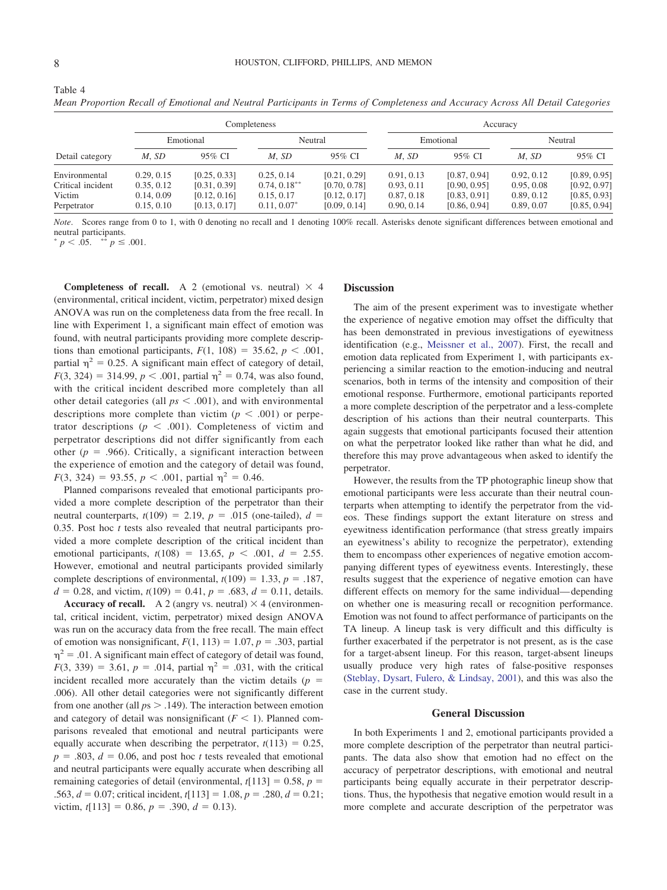Table 4

*Mean Proportion Recall of Emotional and Neutral Participants in Terms of Completeness and Accuracy Across All Detail Categories*

| Detail category | Completeness | | | | Accuracy | | | |
|---|---|---|---|---|---|---|---|---|
| | Emotional | | Neutral | | Emotional | | Neutral | |
| | *M, SD* | 95% CI | *M, SD* | 95% CI | *M, SD* | 95% CI | *M, SD* | 95% CI |
| Environmental | 0.29, 0.15 | [0.25, 0.33] | 0.25, 0.14 | [0.21, 0.29] | 0.91, 0.13 | [0.87, 0.94] | 0.92, 0.12 | [0.89, 0.95] |
| Critical incident | 0.35, 0.12 | [0.31, 0.39] | 0.74, 0.18** | [0.70, 0.78] | 0.93, 0.11 | [0.90, 0.95] | 0.95, 0.08 | [0.92, 0.97] |
| Victim | 0.14, 0.09 | [0.12, 0.16] | 0.15, 0.17 | [0.12, 0.17] | 0.87, 0.18 | [0.83, 0.91] | 0.89, 0.12 | [0.85, 0.93] |
| Perpetrator | 0.15, 0.10 | [0.13, 0.17] | 0.11, 0.07* | [0.09, 0.14] | 0.90, 0.14 | [0.86, 0.94] | 0.89, 0.07 | [0.85, 0.94] |

*Note*. Scores range from 0 to 1, with 0 denoting no recall and 1 denoting 100% recall. Asterisks denote significant differences between emotional and neutral participants.
* $p < .05$. ** $p \leq .001$.

**Completeness of recall.** A 2 (emotional vs. neutral) $\times$ 4 (environmental, critical incident, victim, perpetrator) mixed design ANOVA was run on the completeness data from the free recall. In line with Experiment 1, a significant main effect of emotion was found, with neutral participants providing more complete descriptions than emotional participants, $F(1, 108) = 35.62$, $p < .001$, partial $\eta^2 = 0.25$. A significant main effect of category of detail, $F(3, 324) = 314.99$, $p < .001$, partial $\eta^2 = 0.74$, was also found, with the critical incident described more completely than all other detail categories (all $ps < .001$), and with environmental descriptions more complete than victim ($p < .001$) or perpetrator descriptions ($p < .001$). Completeness of victim and perpetrator descriptions did not differ significantly from each other ($p = .966$). Critically, a significant interaction between the experience of emotion and the category of detail was found, $F(3, 324) = 93.55$, $p < .001$, partial $\eta^2 = 0.46$.

Planned comparisons revealed that emotional participants provided a more complete description of the perpetrator than their neutral counterparts, $t(109) = 2.19$, $p = .015$ (one-tailed), $d = 0.35$. Post hoc $t$ tests also revealed that neutral participants provided a more complete description of the critical incident than emotional participants, $t(108) = 13.65$, $p < .001$, $d = 2.55$. However, emotional and neutral participants provided similarly complete descriptions of environmental, $t(109) = 1.33$, $p = .187$, $d = 0.28$, and victim, $t(109) = 0.41$, $p = .683$, $d = 0.11$, details.

**Accuracy of recall.** A 2 (angry vs. neutral) $\times$ 4 (environmental, critical incident, victim, perpetrator) mixed design ANOVA was run on the accuracy data from the free recall. The main effect of emotion was nonsignificant, $F(1, 113) = 1.07$, $p = .303$, partial $\eta^2 = .01$. A significant main effect of category of detail was found, $F(3, 339) = 3.61$, $p = .014$, partial $\eta^2 = .031$, with the critical incident recalled more accurately than the victim details ($p = .006$). All other detail categories were not significantly different from one another (all $ps > .149$). The interaction between emotion and category of detail was nonsignificant ($F < 1$). Planned comparisons revealed that emotional and neutral participants were equally accurate when describing the perpetrator, $t(113) = 0.25$, $p = .803$, $d = 0.06$, and post hoc $t$ tests revealed that emotional and neutral participants were equally accurate when describing all remaining categories of detail (environmental, $t[113] = 0.58$, $p = .563$, $d = 0.07$; critical incident, $t[113] = 1.08$, $p = .280$, $d = 0.21$; victim, $t[113] = 0.86$, $p = .390$, $d = 0.13$).

## Discussion

The aim of the present experiment was to investigate whether the experience of negative emotion may offset the difficulty that has been demonstrated in previous investigations of eyewitness identification (e.g., Meissner et al., 2007). First, the recall and emotion data replicated from Experiment 1, with participants experiencing a similar reaction to the emotion-inducing and neutral scenarios, both in terms of the intensity and composition of their emotional response. Furthermore, emotional participants reported a more complete description of the perpetrator and a less-complete description of his actions than their neutral counterparts. This again suggests that emotional participants focused their attention on what the perpetrator looked like rather than what he did, and therefore this may prove advantageous when asked to identify the perpetrator.

However, the results from the TP photographic lineup show that emotional participants were less accurate than their neutral counterparts when attempting to identify the perpetrator from the videos. These findings support the extant literature on stress and eyewitness identification performance (that stress greatly impairs an eyewitness's ability to recognize the perpetrator), extending them to encompass other experiences of negative emotion accompanying different types of eyewitness events. Interestingly, these results suggest that the experience of negative emotion can have different effects on memory for the same individual—depending on whether one is measuring recall or recognition performance. Emotion was not found to affect performance of participants on the TA lineup. A lineup task is very difficult and this difficulty is further exacerbated if the perpetrator is not present, as is the case for a target-absent lineup. For this reason, target-absent lineups usually produce very high rates of false-positive responses (Steblay, Dysart, Fulero, & Lindsay, 2001), and this was also the case in the current study.

## General Discussion

In both Experiments 1 and 2, emotional participants provided a more complete description of the perpetrator than neutral participants. The data also show that emotion had no effect on the accuracy of perpetrator descriptions, with emotional and neutral participants being equally accurate in their perpetrator descriptions. Thus, the hypothesis that negative emotion would result in a more complete and accurate description of the perpetrator was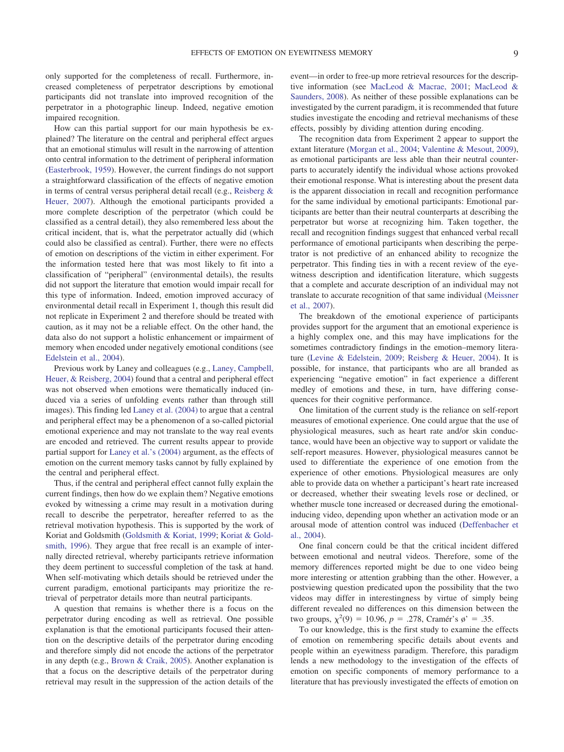only supported for the completeness of recall. Furthermore, increased completeness of perpetrator descriptions by emotional participants did not translate into improved recognition of the perpetrator in a photographic lineup. Indeed, negative emotion impaired recognition.

How can this partial support for our main hypothesis be explained? The literature on the central and peripheral effect argues that an emotional stimulus will result in the narrowing of attention onto central information to the detriment of peripheral information (Easterbrook, 1959). However, the current findings do not support a straightforward classification of the effects of negative emotion in terms of central versus peripheral detail recall (e.g., Reisberg & Heuer, 2007). Although the emotional participants provided a more complete description of the perpetrator (which could be classified as a central detail), they also remembered less about the critical incident, that is, what the perpetrator actually did (which could also be classified as central). Further, there were no effects of emotion on descriptions of the victim in either experiment. For the information tested here that was most likely to fit into a classification of "peripheral" (environmental details), the results did not support the literature that emotion would impair recall for this type of information. Indeed, emotion improved accuracy of environmental detail recall in Experiment 1, though this result did not replicate in Experiment 2 and therefore should be treated with caution, as it may not be a reliable effect. On the other hand, the data also do not support a holistic enhancement or impairment of memory when encoded under negatively emotional conditions (see Edelstein et al., 2004).

Previous work by Laney and colleagues (e.g., Laney, Campbell, Heuer, & Reisberg, 2004) found that a central and peripheral effect was not observed when emotions were thematically induced (induced via a series of unfolding events rather than through still images). This finding led Laney et al. (2004) to argue that a central and peripheral effect may be a phenomenon of a so-called pictorial emotional experience and may not translate to the way real events are encoded and retrieved. The current results appear to provide partial support for Laney et al.'s (2004) argument, as the effects of emotion on the current memory tasks cannot by fully explained by the central and peripheral effect.

Thus, if the central and peripheral effect cannot fully explain the current findings, then how do we explain them? Negative emotions evoked by witnessing a crime may result in a motivation during recall to describe the perpetrator, hereafter referred to as the retrieval motivation hypothesis. This is supported by the work of Koriat and Goldsmith (Goldsmith & Koriat, 1999; Koriat & Goldsmith, 1996). They argue that free recall is an example of internally directed retrieval, whereby participants retrieve information they deem pertinent to successful completion of the task at hand. When self-motivating which details should be retrieved under the current paradigm, emotional participants may prioritize the retrieval of perpetrator details more than neutral participants.

A question that remains is whether there is a focus on the perpetrator during encoding as well as retrieval. One possible explanation is that the emotional participants focused their attention on the descriptive details of the perpetrator during encoding and therefore simply did not encode the actions of the perpetrator in any depth (e.g., Brown & Craik, 2005). Another explanation is that a focus on the descriptive details of the perpetrator during retrieval may result in the suppression of the action details of the event—in order to free-up more retrieval resources for the descriptive information (see MacLeod & Macrae, 2001; MacLeod & Saunders, 2008). As neither of these possible explanations can be investigated by the current paradigm, it is recommended that future studies investigate the encoding and retrieval mechanisms of these effects, possibly by dividing attention during encoding.

The recognition data from Experiment 2 appear to support the extant literature (Morgan et al., 2004; Valentine & Mesout, 2009), as emotional participants are less able than their neutral counterparts to accurately identify the individual whose actions provoked their emotional response. What is interesting about the present data is the apparent dissociation in recall and recognition performance for the same individual by emotional participants: Emotional participants are better than their neutral counterparts at describing the perpetrator but worse at recognizing him. Taken together, the recall and recognition findings suggest that enhanced verbal recall performance of emotional participants when describing the perpetrator is not predictive of an enhanced ability to recognize the perpetrator. This finding ties in with a recent review of the eyewitness description and identification literature, which suggests that a complete and accurate description of an individual may not translate to accurate recognition of that same individual (Meissner et al., 2007).

The breakdown of the emotional experience of participants provides support for the argument that an emotional experience is a highly complex one, and this may have implications for the sometimes contradictory findings in the emotion–memory literature (Levine & Edelstein, 2009; Reisberg & Heuer, 2004). It is possible, for instance, that participants who are all branded as experiencing "negative emotion" in fact experience a different medley of emotions and these, in turn, have differing consequences for their cognitive performance.

One limitation of the current study is the reliance on self-report measures of emotional experience. One could argue that the use of physiological measures, such as heart rate and/or skin conductance, would have been an objective way to support or validate the self-report measures. However, physiological measures cannot be used to differentiate the experience of one emotion from the experience of other emotions. Physiological measures are only able to provide data on whether a participant's heart rate increased or decreased, whether their sweating levels rose or declined, or whether muscle tone increased or decreased during the emotional-inducing video, depending upon whether an activation mode or an arousal mode of attention control was induced (Deffenbacher et al., 2004).

One final concern could be that the critical incident differed between emotional and neutral videos. Therefore, some of the memory differences reported might be due to one video being more interesting or attention grabbing than the other. However, a postviewing question predicated upon the possibility that the two videos may differ in interestingness by virtue of simply being different revealed no differences on this dimension between the two groups, $\chi^2(9) = 10.96$, $p = .278$, Cramér's $\phi' = .35$.

To our knowledge, this is the first study to examine the effects of emotion on remembering specific details about events and people within an eyewitness paradigm. Therefore, this paradigm lends a new methodology to the investigation of the effects of emotion on specific components of memory performance to a literature that has previously investigated the effects of emotion on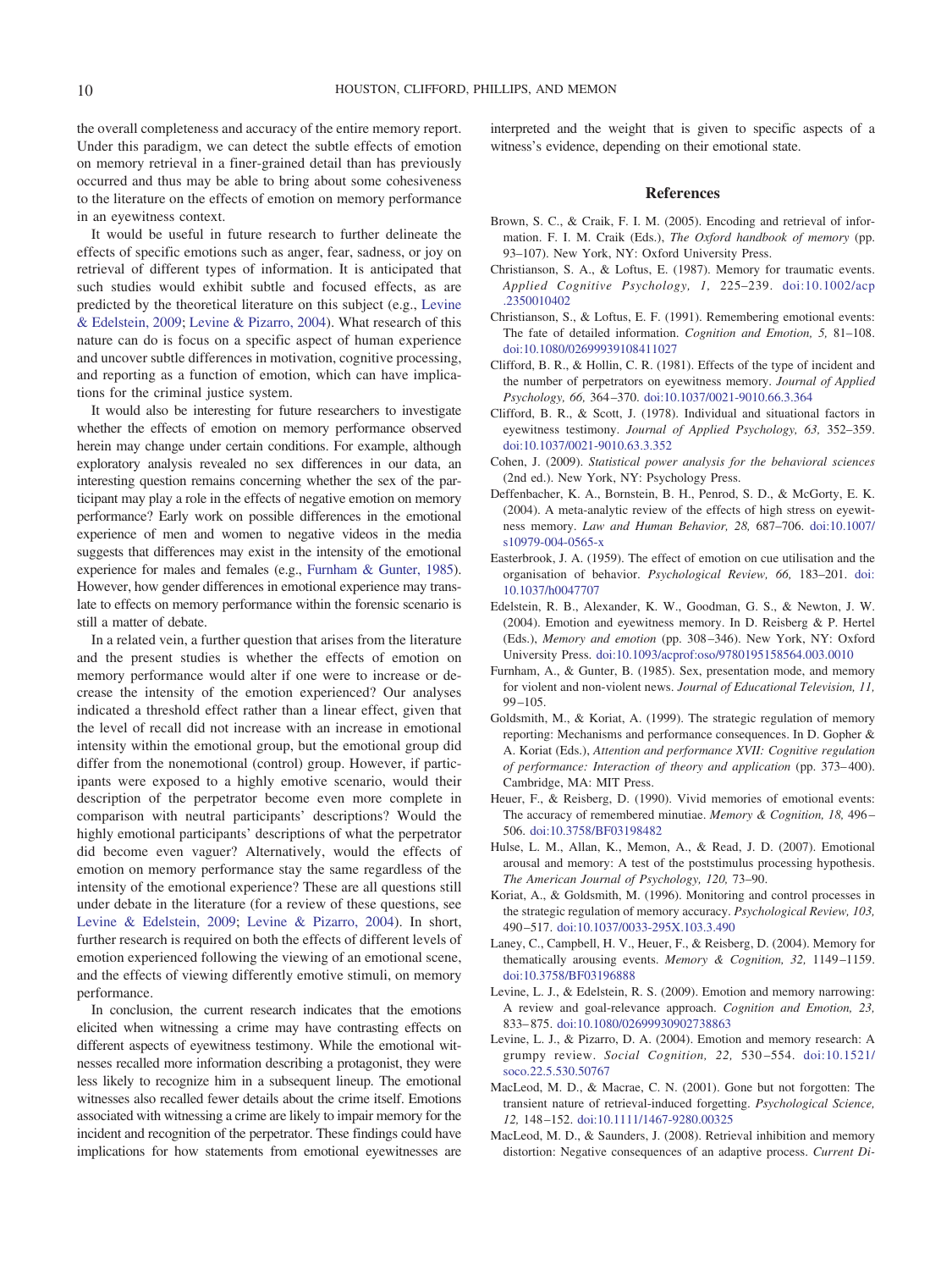the overall completeness and accuracy of the entire memory report. Under this paradigm, we can detect the subtle effects of emotion on memory retrieval in a finer-grained detail than has previously occurred and thus may be able to bring about some cohesiveness to the literature on the effects of emotion on memory performance in an eyewitness context.

It would be useful in future research to further delineate the effects of specific emotions such as anger, fear, sadness, or joy on retrieval of different types of information. It is anticipated that such studies would exhibit subtle and focused effects, as are predicted by the theoretical literature on this subject (e.g., Levine & Edelstein, 2009; Levine & Pizarro, 2004). What research of this nature can do is focus on a specific aspect of human experience and uncover subtle differences in motivation, cognitive processing, and reporting as a function of emotion, which can have implications for the criminal justice system.

It would also be interesting for future researchers to investigate whether the effects of emotion on memory performance observed herein may change under certain conditions. For example, although exploratory analysis revealed no sex differences in our data, an interesting question remains concerning whether the sex of the participant may play a role in the effects of negative emotion on memory performance? Early work on possible differences in the emotional experience of men and women to negative videos in the media suggests that differences may exist in the intensity of the emotional experience for males and females (e.g., Furnham & Gunter, 1985). However, how gender differences in emotional experience may translate to effects on memory performance within the forensic scenario is still a matter of debate.

In a related vein, a further question that arises from the literature and the present studies is whether the effects of emotion on memory performance would alter if one were to increase or decrease the intensity of the emotion experienced? Our analyses indicated a threshold effect rather than a linear effect, given that the level of recall did not increase with an increase in emotional intensity within the emotional group, but the emotional group did differ from the nonemotional (control) group. However, if participants were exposed to a highly emotive scenario, would their description of the perpetrator become even more complete in comparison with neutral participants' descriptions? Would the highly emotional participants' descriptions of what the perpetrator did become even vaguer? Alternatively, would the effects of emotion on memory performance stay the same regardless of the intensity of the emotional experience? These are all questions still under debate in the literature (for a review of these questions, see Levine & Edelstein, 2009; Levine & Pizarro, 2004). In short, further research is required on both the effects of different levels of emotion experienced following the viewing of an emotional scene, and the effects of viewing differently emotive stimuli, on memory performance.

In conclusion, the current research indicates that the emotions elicited when witnessing a crime may have contrasting effects on different aspects of eyewitness testimony. While the emotional witnesses recalled more information describing a protagonist, they were less likely to recognize him in a subsequent lineup. The emotional witnesses also recalled fewer details about the crime itself. Emotions associated with witnessing a crime are likely to impair memory for the incident and recognition of the perpetrator. These findings could have implications for how statements from emotional eyewitnesses are interpreted and the weight that is given to specific aspects of a witness's evidence, depending on their emotional state.

## References

Brown, S. C., & Craik, F. I. M. (2005). Encoding and retrieval of information. F. I. M. Craik (Eds.), *The Oxford handbook of memory* (pp. 93–107). New York, NY: Oxford University Press.

Christianson, S. A., & Loftus, E. (1987). Memory for traumatic events. *Applied Cognitive Psychology, 1,* 225–239. doi:10.1002/acp.2350010402

Christianson, S., & Loftus, E. F. (1991). Remembering emotional events: The fate of detailed information. *Cognition and Emotion, 5,* 81–108. doi:10.1080/02699939108411027

Clifford, B. R., & Hollin, C. R. (1981). Effects of the type of incident and the number of perpetrators on eyewitness memory. *Journal of Applied Psychology, 66,* 364–370. doi:10.1037/0021-9010.66.3.364

Clifford, B. R., & Scott, J. (1978). Individual and situational factors in eyewitness testimony. *Journal of Applied Psychology, 63,* 352–359. doi:10.1037/0021-9010.63.3.352

Cohen, J. (2009). *Statistical power analysis for the behavioral sciences* (2nd ed.). New York, NY: Psychology Press.

Deffenbacher, K. A., Bornstein, B. H., Penrod, S. D., & McGorty, E. K. (2004). A meta-analytic review of the effects of high stress on eyewitness memory. *Law and Human Behavior, 28,* 687–706. doi:10.1007/s10979-004-0565-x

Easterbrook, J. A. (1959). The effect of emotion on cue utilisation and the organisation of behavior. *Psychological Review, 66,* 183–201. doi:10.1037/h0047707

Edelstein, R. B., Alexander, K. W., Goodman, G. S., & Newton, J. W. (2004). Emotion and eyewitness memory. In D. Reisberg & P. Hertel (Eds.), *Memory and emotion* (pp. 308–346). New York, NY: Oxford University Press. doi:10.1093/acprof:oso/9780195158564.003.0010

Furnham, A., & Gunter, B. (1985). Sex, presentation mode, and memory for violent and non-violent news. *Journal of Educational Television, 11,* 99–105.

Goldsmith, M., & Koriat, A. (1999). The strategic regulation of memory reporting: Mechanisms and performance consequences. In D. Gopher & A. Koriat (Eds.), *Attention and performance XVII: Cognitive regulation of performance: Interaction of theory and application* (pp. 373–400). Cambridge, MA: MIT Press.

Heuer, F., & Reisberg, D. (1990). Vivid memories of emotional events: The accuracy of remembered minutiae. *Memory & Cognition, 18,* 496–506. doi:10.3758/BF03198482

Hulse, L. M., Allan, K., Memon, A., & Read, J. D. (2007). Emotional arousal and memory: A test of the poststimulus processing hypothesis. *The American Journal of Psychology, 120,* 73–90.

Koriat, A., & Goldsmith, M. (1996). Monitoring and control processes in the strategic regulation of memory accuracy. *Psychological Review, 103,* 490–517. doi:10.1037/0033-295X.103.3.490

Laney, C., Campbell, H. V., Heuer, F., & Reisberg, D. (2004). Memory for thematically arousing events. *Memory & Cognition, 32,* 1149–1159. doi:10.3758/BF03196888

Levine, L. J., & Edelstein, R. S. (2009). Emotion and memory narrowing: A review and goal-relevance approach. *Cognition and Emotion, 23,* 833–875. doi:10.1080/02699930902738863

Levine, L. J., & Pizarro, D. A. (2004). Emotion and memory research: A grumpy review. *Social Cognition, 22,* 530–554. doi:10.1521/soco.22.5.530.50767

MacLeod, M. D., & Macrae, C. N. (2001). Gone but not forgotten: The transient nature of retrieval-induced forgetting. *Psychological Science, 12,* 148–152. doi:10.1111/1467-9280.00325

MacLeod, M. D., & Saunders, J. (2008). Retrieval inhibition and memory distortion: Negative consequences of an adaptive process. *Current Di-*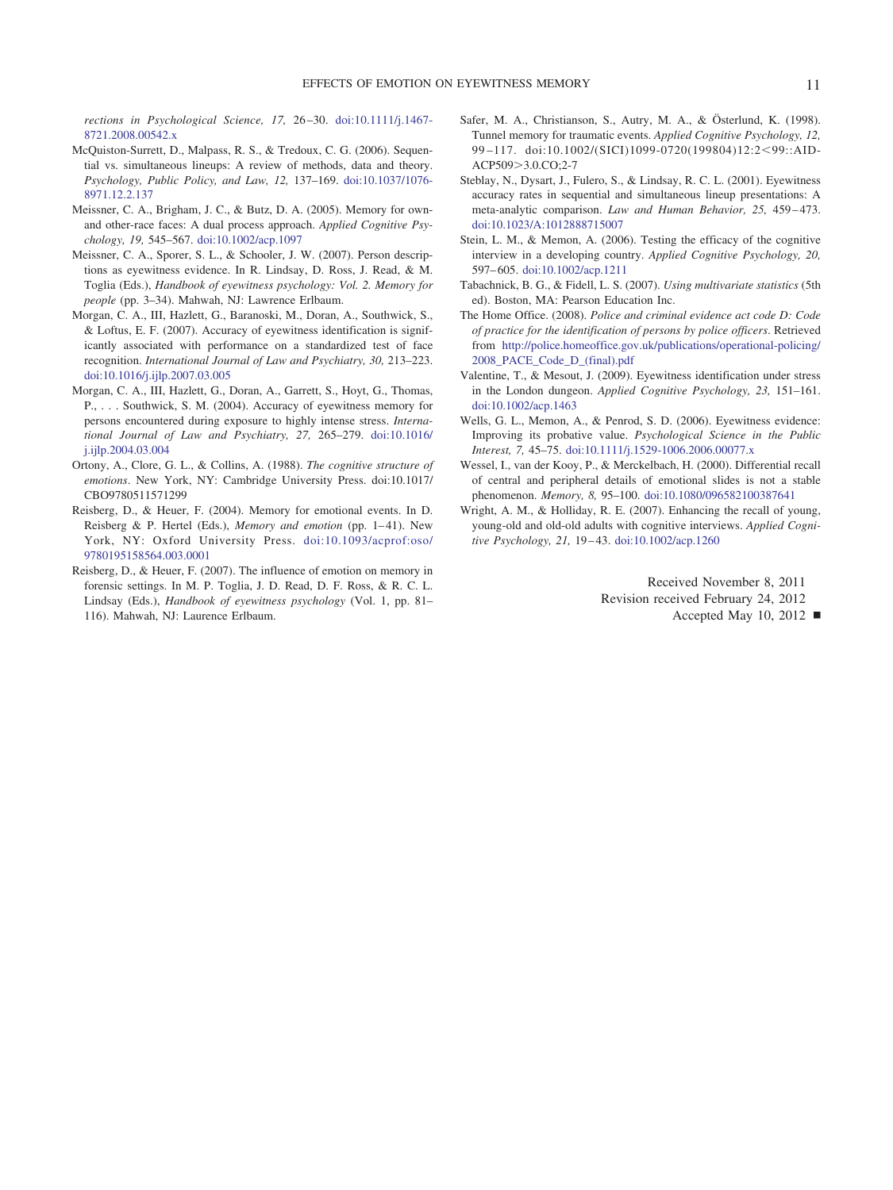*rections in Psychological Science, 17,* 26–30. doi:10.1111/j.1467-8721.2008.00542.x

McQuiston-Surrett, D., Malpass, R. S., & Tredoux, C. G. (2006). Sequential vs. simultaneous lineups: A review of methods, data and theory. *Psychology, Public Policy, and Law, 12,* 137–169. doi:10.1037/1076-8971.12.2.137

Meissner, C. A., Brigham, J. C., & Butz, D. A. (2005). Memory for own- and other-race faces: A dual process approach. *Applied Cognitive Psychology, 19,* 545–567. doi:10.1002/acp.1097

Meissner, C. A., Sporer, S. L., & Schooler, J. W. (2007). Person descriptions as eyewitness evidence. In R. Lindsay, D. Ross, J. Read, & M. Toglia (Eds.), *Handbook of eyewitness psychology: Vol. 2. Memory for people* (pp. 3–34). Mahwah, NJ: Lawrence Erlbaum.

Morgan, C. A., III, Hazlett, G., Baranoski, M., Doran, A., Southwick, S., & Loftus, E. F. (2007). Accuracy of eyewitness identification is significantly associated with performance on a standardized test of face recognition. *International Journal of Law and Psychiatry, 30,* 213–223. doi:10.1016/j.ijlp.2007.03.005

Morgan, C. A., III, Hazlett, G., Doran, A., Garrett, S., Hoyt, G., Thomas, P., . . . Southwick, S. M. (2004). Accuracy of eyewitness memory for persons encountered during exposure to highly intense stress. *International Journal of Law and Psychiatry, 27,* 265–279. doi:10.1016/j.ijlp.2004.03.004

Ortony, A., Clore, G. L., & Collins, A. (1988). *The cognitive structure of emotions*. New York, NY: Cambridge University Press. doi:10.1017/CBO9780511571299

Reisberg, D., & Heuer, F. (2004). Memory for emotional events. In D. Reisberg & P. Hertel (Eds.), *Memory and emotion* (pp. 1–41). New York, NY: Oxford University Press. doi:10.1093/acprof:oso/9780195158564.003.0001

Reisberg, D., & Heuer, F. (2007). The influence of emotion on memory in forensic settings. In M. P. Toglia, J. D. Read, D. F. Ross, & R. C. L. Lindsay (Eds.), *Handbook of eyewitness psychology* (Vol. 1, pp. 81–116). Mahwah, NJ: Laurence Erlbaum.

Safer, M. A., Christianson, S., Autry, M. A., & Österlund, K. (1998). Tunnel memory for traumatic events. *Applied Cognitive Psychology, 12,* 99–117. doi:10.1002/(SICI)1099-0720(199804)12:2<99::AID-ACP509>3.0.CO;2-7

Steblay, N., Dysart, J., Fulero, S., & Lindsay, R. C. L. (2001). Eyewitness accuracy rates in sequential and simultaneous lineup presentations: A meta-analytic comparison. *Law and Human Behavior, 25,* 459–473. doi:10.1023/A:1012888715007

Stein, L. M., & Memon, A. (2006). Testing the efficacy of the cognitive interview in a developing country. *Applied Cognitive Psychology, 20,* 597–605. doi:10.1002/acp.1211

Tabachnick, B. G., & Fidell, L. S. (2007). *Using multivariate statistics* (5th ed). Boston, MA: Pearson Education Inc.

The Home Office. (2008). *Police and criminal evidence act code D: Code of practice for the identification of persons by police officers*. Retrieved from http://police.homeoffice.gov.uk/publications/operational-policing/2008_PACE_Code_D_(final).pdf

Valentine, T., & Mesout, J. (2009). Eyewitness identification under stress in the London dungeon. *Applied Cognitive Psychology, 23,* 151–161. doi:10.1002/acp.1463

Wells, G. L., Memon, A., & Penrod, S. D. (2006). Eyewitness evidence: Improving its probative value. *Psychological Science in the Public Interest, 7,* 45–75. doi:10.1111/j.1529-1006.2006.00077.x

Wessel, I., van der Kooy, P., & Merckelbach, H. (2000). Differential recall of central and peripheral details of emotional slides is not a stable phenomenon. *Memory, 8,* 95–100. doi:10.1080/096582100387641

Wright, A. M., & Holliday, R. E. (2007). Enhancing the recall of young, young-old and old-old adults with cognitive interviews. *Applied Cognitive Psychology, 21,* 19–43. doi:10.1002/acp.1260

Received November 8, 2011
Revision received February 24, 2012
Accepted May 10, 2012 ■